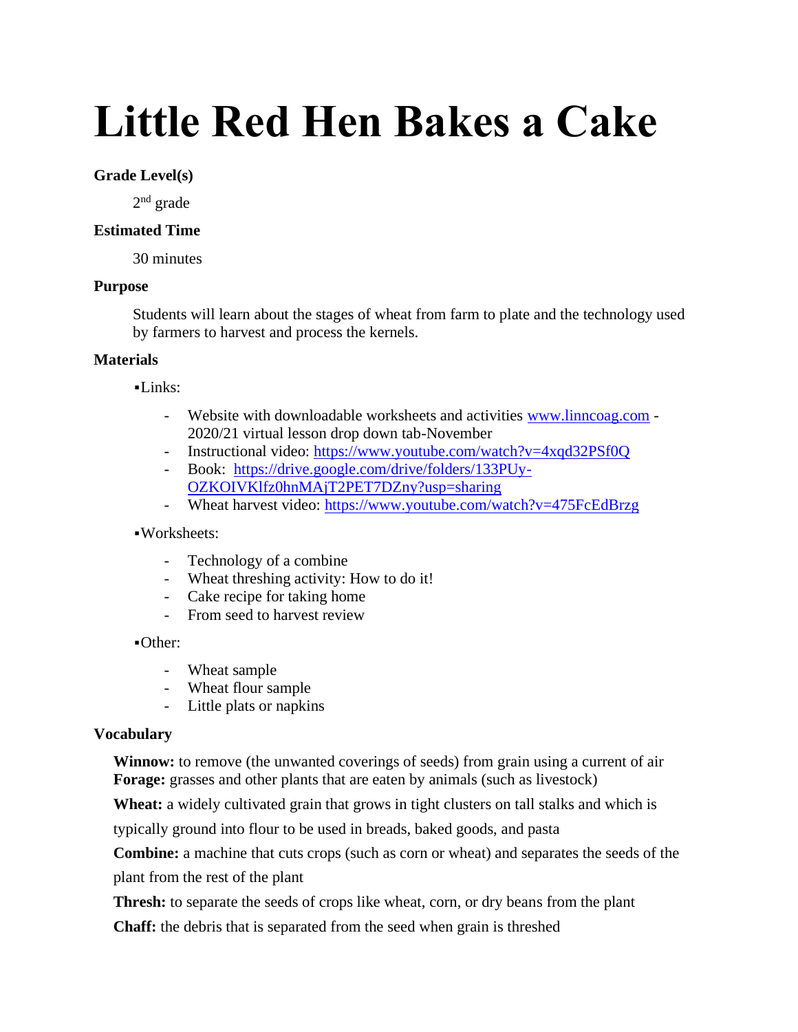# Little Red Hen Bakes a Cake

**Grade Level(s)**

2nd grade

**Estimated Time**

30 minutes

**Purpose**

Students will learn about the stages of wheat from farm to plate and the technology used by farmers to harvest and process the kernels.

**Materials**

▪Links:

- Website with downloadable worksheets and activities [www.linncoag.com](www.linncoag.com) - 2020/21 virtual lesson drop down tab-November
- Instructional video: [https://www.youtube.com/watch?v=4xqd32PSf0Q](https://www.youtube.com/watch?v=4xqd32PSf0Q)
- Book: [https://drive.google.com/drive/folders/133PUy-OZKOIVKlfz0hnMAjT2PET7DZny?usp=sharing](https://drive.google.com/drive/folders/133PUy-OZKOIVKlfz0hnMAjT2PET7DZny?usp=sharing)
- Wheat harvest video: [https://www.youtube.com/watch?v=475FcEdBrzg](https://www.youtube.com/watch?v=475FcEdBrzg)

▪Worksheets:

- Technology of a combine
- Wheat threshing activity: How to do it!
- Cake recipe for taking home
- From seed to harvest review

▪Other:

- Wheat sample
- Wheat flour sample
- Little plats or napkins

**Vocabulary**

**Winnow:** to remove (the unwanted coverings of seeds) from grain using a current of air

**Forage:** grasses and other plants that are eaten by animals (such as livestock)

**Wheat:** a widely cultivated grain that grows in tight clusters on tall stalks and which is typically ground into flour to be used in breads, baked goods, and pasta

**Combine:** a machine that cuts crops (such as corn or wheat) and separates the seeds of the plant from the rest of the plant

**Thresh:** to separate the seeds of crops like wheat, corn, or dry beans from the plant

**Chaff:** the debris that is separated from the seed when grain is threshed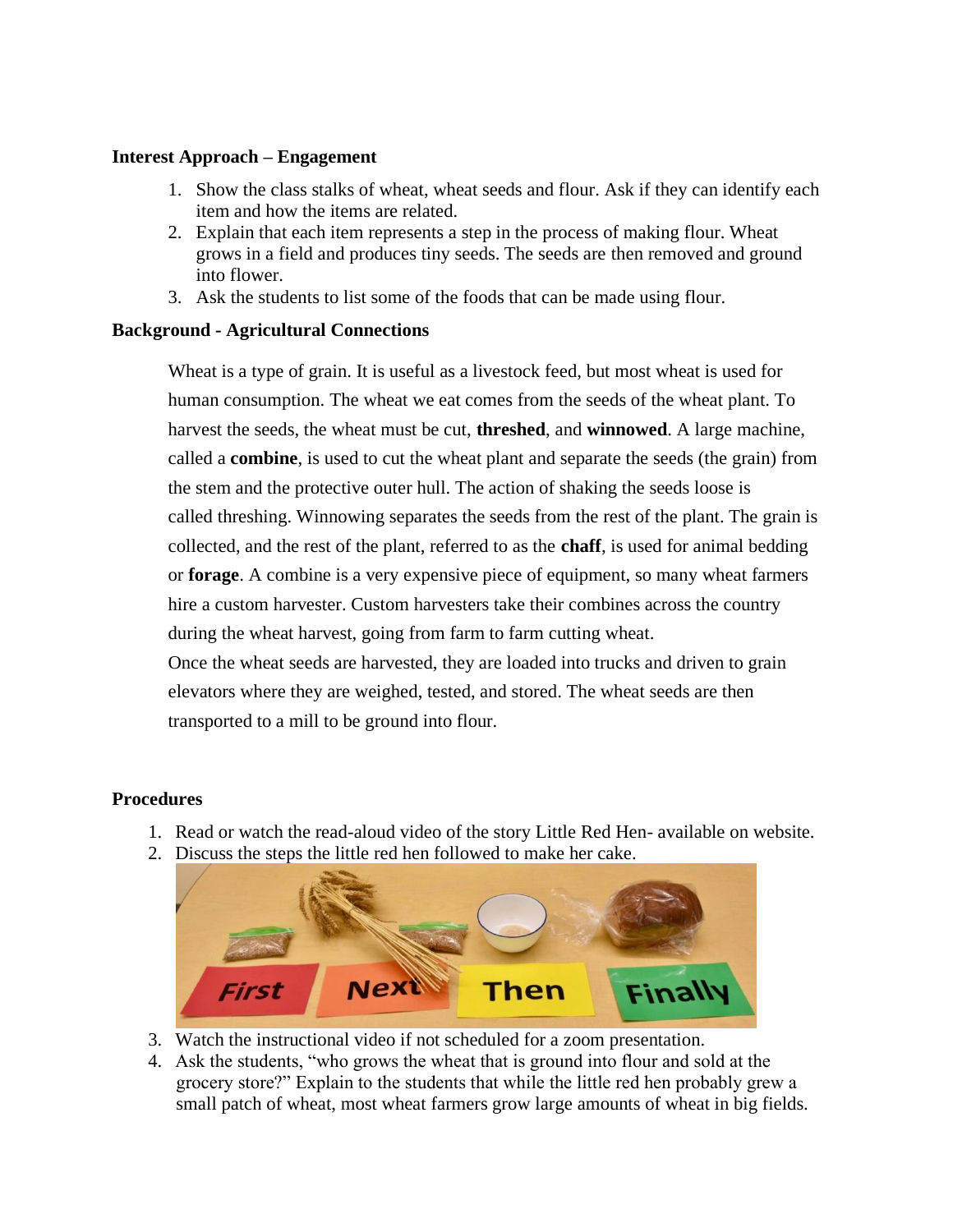**Interest Approach – Engagement**

1. Show the class stalks of wheat, wheat seeds and flour. Ask if they can identify each item and how the items are related.
2. Explain that each item represents a step in the process of making flour. Wheat grows in a field and produces tiny seeds. The seeds are then removed and ground into flower.
3. Ask the students to list some of the foods that can be made using flour.

**Background - Agricultural Connections**

Wheat is a type of grain. It is useful as a livestock feed, but most wheat is used for human consumption. The wheat we eat comes from the seeds of the wheat plant. To harvest the seeds, the wheat must be cut, **threshed**, and **winnowed**. A large machine, called a **combine**, is used to cut the wheat plant and separate the seeds (the grain) from the stem and the protective outer hull. The action of shaking the seeds loose is called threshing. Winnowing separates the seeds from the rest of the plant. The grain is collected, and the rest of the plant, referred to as the **chaff**, is used for animal bedding or **forage**. A combine is a very expensive piece of equipment, so many wheat farmers hire a custom harvester. Custom harvesters take their combines across the country during the wheat harvest, going from farm to farm cutting wheat.
Once the wheat seeds are harvested, they are loaded into trucks and driven to grain elevators where they are weighed, tested, and stored. The wheat seeds are then transported to a mill to be ground into flour.

**Procedures**

1. Read or watch the read-aloud video of the story Little Red Hen- available on website.
2. Discuss the steps the little red hen followed to make her cake.
3. Watch the instructional video if not scheduled for a zoom presentation.
4. Ask the students, "who grows the wheat that is ground into flour and sold at the grocery store?" Explain to the students that while the little red hen probably grew a small patch of wheat, most wheat farmers grow large amounts of wheat in big fields.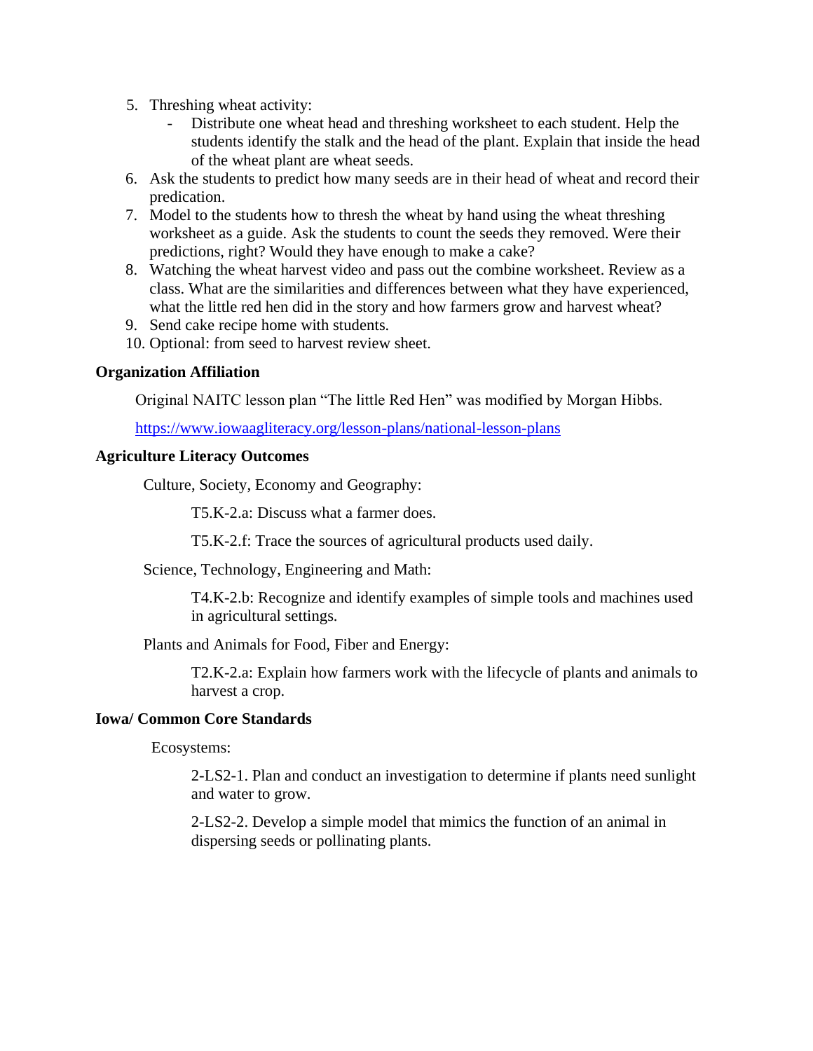5. Threshing wheat activity:
   - Distribute one wheat head and threshing worksheet to each student. Help the students identify the stalk and the head of the plant. Explain that inside the head of the wheat plant are wheat seeds.
6. Ask the students to predict how many seeds are in their head of wheat and record their predication.
7. Model to the students how to thresh the wheat by hand using the wheat threshing worksheet as a guide. Ask the students to count the seeds they removed. Were their predictions, right? Would they have enough to make a cake?
8. Watching the wheat harvest video and pass out the combine worksheet. Review as a class. What are the similarities and differences between what they have experienced, what the little red hen did in the story and how farmers grow and harvest wheat?
9. Send cake recipe home with students.
10. Optional: from seed to harvest review sheet.

**Organization Affiliation**

Original NAITC lesson plan "The little Red Hen" was modified by Morgan Hibbs.

https://www.iowaagliteracy.org/lesson-plans/national-lesson-plans

**Agriculture Literacy Outcomes**

Culture, Society, Economy and Geography:

T5.K-2.a: Discuss what a farmer does.

T5.K-2.f: Trace the sources of agricultural products used daily.

Science, Technology, Engineering and Math:

T4.K-2.b: Recognize and identify examples of simple tools and machines used in agricultural settings.

Plants and Animals for Food, Fiber and Energy:

T2.K-2.a: Explain how farmers work with the lifecycle of plants and animals to harvest a crop.

**Iowa/ Common Core Standards**

Ecosystems:

2-LS2-1. Plan and conduct an investigation to determine if plants need sunlight and water to grow.

2-LS2-2. Develop a simple model that mimics the function of an animal in dispersing seeds or pollinating plants.